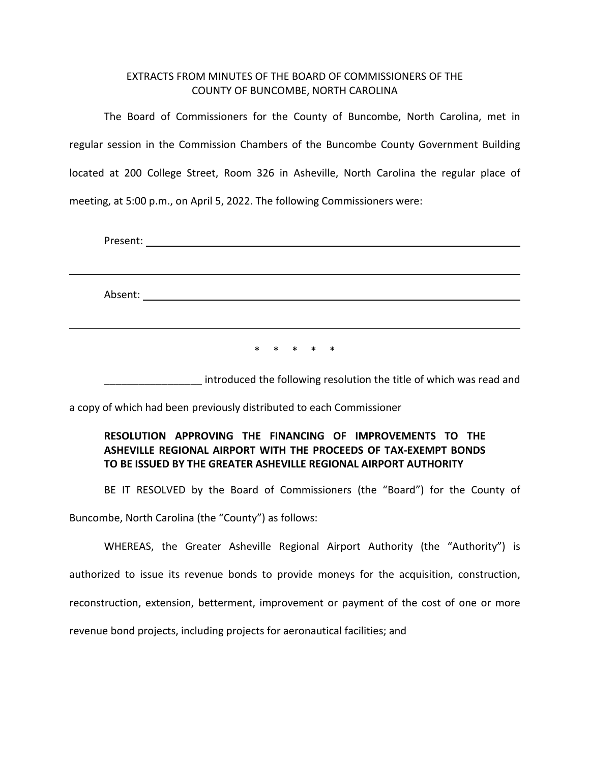EXTRACTS FROM MINUTES OF THE BOARD OF COMMISSIONERS OF THE COUNTY OF BUNCOMBE, NORTH CAROLINA

The Board of Commissioners for the County of Buncombe, North Carolina, met in regular session in the Commission Chambers of the Buncombe County Government Building located at 200 College Street, Room 326 in Asheville, North Carolina the regular place of meeting, at 5:00 p.m., on April 5, 2022. The following Commissioners were:

Present: \_\_\_\_\_\_\_\_\_\_\_\_\_\_\_\_\_\_\_\_\_\_\_\_\_\_\_\_\_\_\_\_\_\_\_\_\_\_\_\_\_\_\_\_\_\_\_\_\_\_\_\_\_\_\_\_\_\_\_\_

\_\_\_\_\_\_\_\_\_\_\_\_\_\_\_\_\_\_\_\_\_\_\_\_\_\_\_\_\_\_\_\_\_\_\_\_\_\_\_\_\_\_\_\_\_\_\_\_\_\_\_\_\_\_\_\_\_\_\_\_\_\_\_\_\_\_\_\_\_\_

Absent: \_\_\_\_\_\_\_\_\_\_\_\_\_\_\_\_\_\_\_\_\_\_\_\_\_\_\_\_\_\_\_\_\_\_\_\_\_\_\_\_\_\_\_\_\_\_\_\_\_\_\_\_\_\_\_\_\_\_\_\_

\_\_\_\_\_\_\_\_\_\_\_\_\_\_\_\_\_\_\_\_\_\_\_\_\_\_\_\_\_\_\_\_\_\_\_\_\_\_\_\_\_\_\_\_\_\_\_\_\_\_\_\_\_\_\_\_\_\_\_\_\_\_\_\_\_\_\_\_\_\_

\* \* \* \* \*

\_\_\_\_\_\_\_\_\_\_\_\_\_\_\_\_\_ introduced the following resolution the title of which was read and a copy of which had been previously distributed to each Commissioner

**RESOLUTION APPROVING THE FINANCING OF IMPROVEMENTS TO THE ASHEVILLE REGIONAL AIRPORT WITH THE PROCEEDS OF TAX-EXEMPT BONDS TO BE ISSUED BY THE GREATER ASHEVILLE REGIONAL AIRPORT AUTHORITY**

BE IT RESOLVED by the Board of Commissioners (the "Board") for the County of Buncombe, North Carolina (the "County") as follows:

WHEREAS, the Greater Asheville Regional Airport Authority (the "Authority") is authorized to issue its revenue bonds to provide moneys for the acquisition, construction, reconstruction, extension, betterment, improvement or payment of the cost of one or more revenue bond projects, including projects for aeronautical facilities; and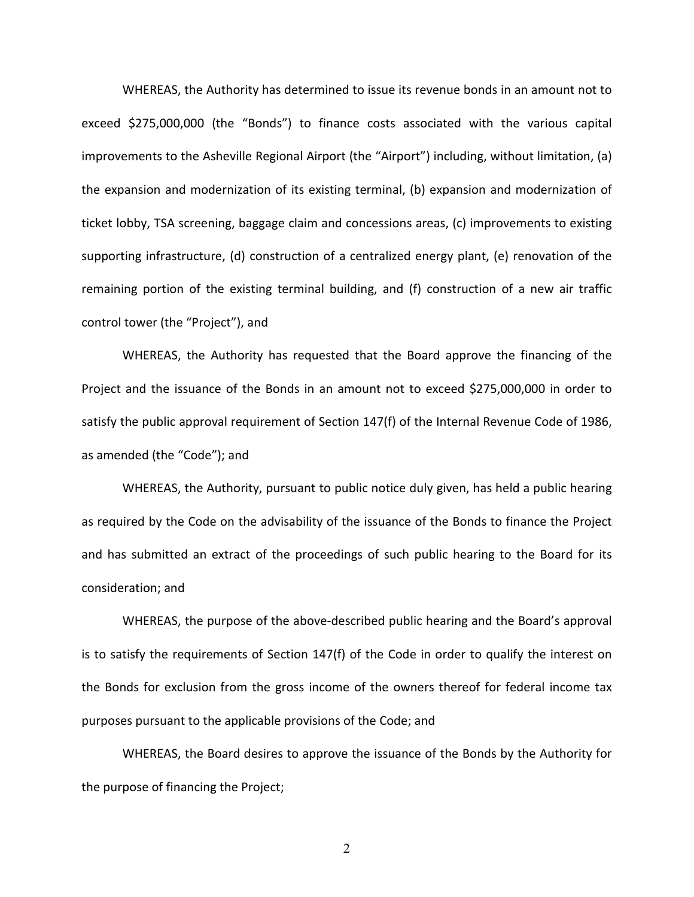WHEREAS, the Authority has determined to issue its revenue bonds in an amount not to exceed $275,000,000 (the “Bonds”) to finance costs associated with the various capital improvements to the Asheville Regional Airport (the “Airport”) including, without limitation, (a) the expansion and modernization of its existing terminal, (b) expansion and modernization of ticket lobby, TSA screening, baggage claim and concessions areas, (c) improvements to existing supporting infrastructure, (d) construction of a centralized energy plant, (e) renovation of the remaining portion of the existing terminal building, and (f) construction of a new air traffic control tower (the “Project”), and

WHEREAS, the Authority has requested that the Board approve the financing of the Project and the issuance of the Bonds in an amount not to exceed $275,000,000 in order to satisfy the public approval requirement of Section 147(f) of the Internal Revenue Code of 1986, as amended (the “Code”); and

WHEREAS, the Authority, pursuant to public notice duly given, has held a public hearing as required by the Code on the advisability of the issuance of the Bonds to finance the Project and has submitted an extract of the proceedings of such public hearing to the Board for its consideration; and

WHEREAS, the purpose of the above-described public hearing and the Board’s approval is to satisfy the requirements of Section 147(f) of the Code in order to qualify the interest on the Bonds for exclusion from the gross income of the owners thereof for federal income tax purposes pursuant to the applicable provisions of the Code; and

WHEREAS, the Board desires to approve the issuance of the Bonds by the Authority for the purpose of financing the Project;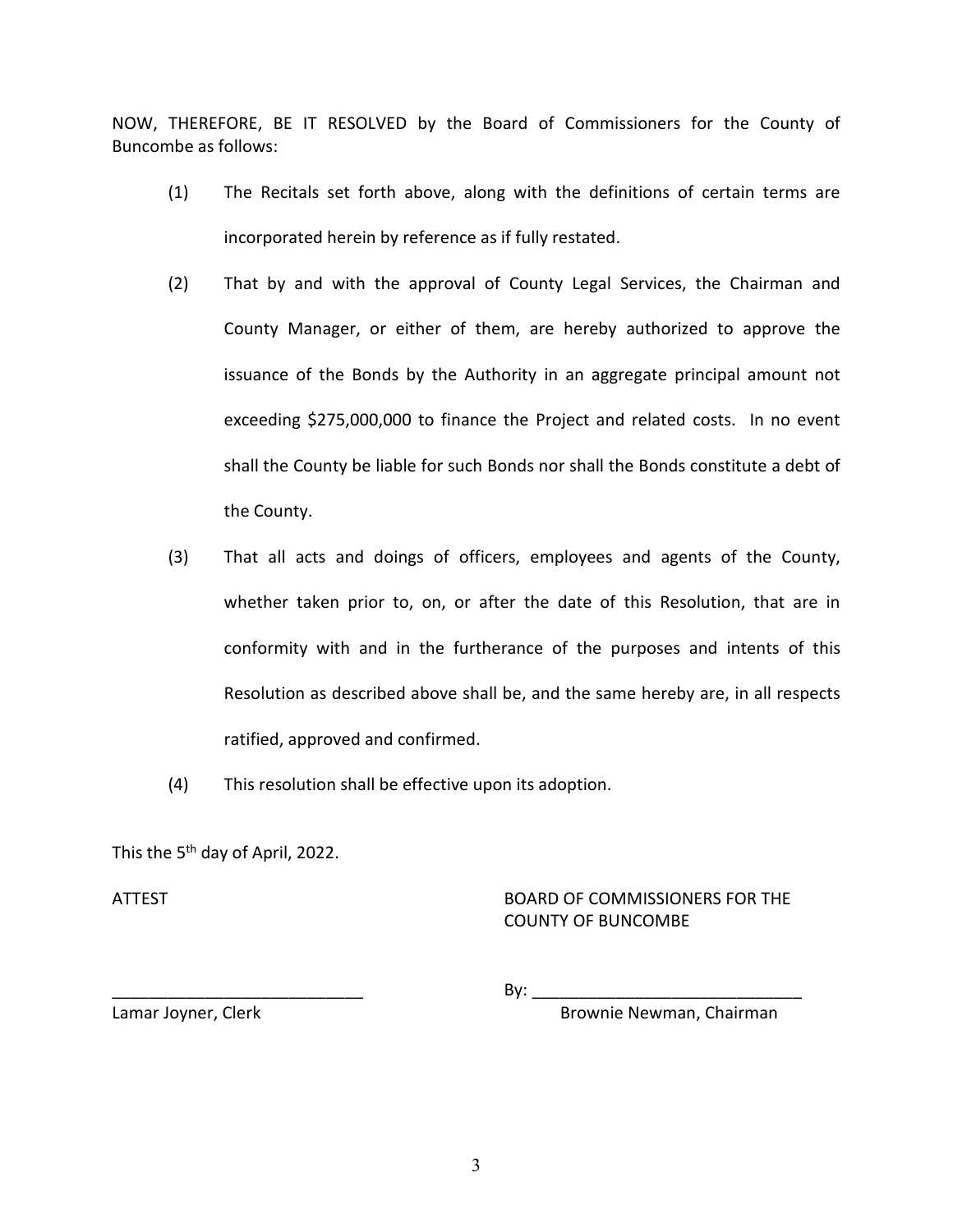NOW, THEREFORE, BE IT RESOLVED by the Board of Commissioners for the County of Buncombe as follows:

(1) The Recitals set forth above, along with the definitions of certain terms are incorporated herein by reference as if fully restated.

(2) That by and with the approval of County Legal Services, the Chairman and County Manager, or either of them, are hereby authorized to approve the issuance of the Bonds by the Authority in an aggregate principal amount not exceeding $275,000,000 to finance the Project and related costs. In no event shall the County be liable for such Bonds nor shall the Bonds constitute a debt of the County.

(3) That all acts and doings of officers, employees and agents of the County, whether taken prior to, on, or after the date of this Resolution, that are in conformity with and in the furtherance of the purposes and intents of this Resolution as described above shall be, and the same hereby are, in all respects ratified, approved and confirmed.

(4) This resolution shall be effective upon its adoption.

This the 5th day of April, 2022.

ATTEST

BOARD OF COMMISSIONERS FOR THE COUNTY OF BUNCOMBE

___________________________
Lamar Joyner, Clerk

By: ___________________________
Brownie Newman, Chairman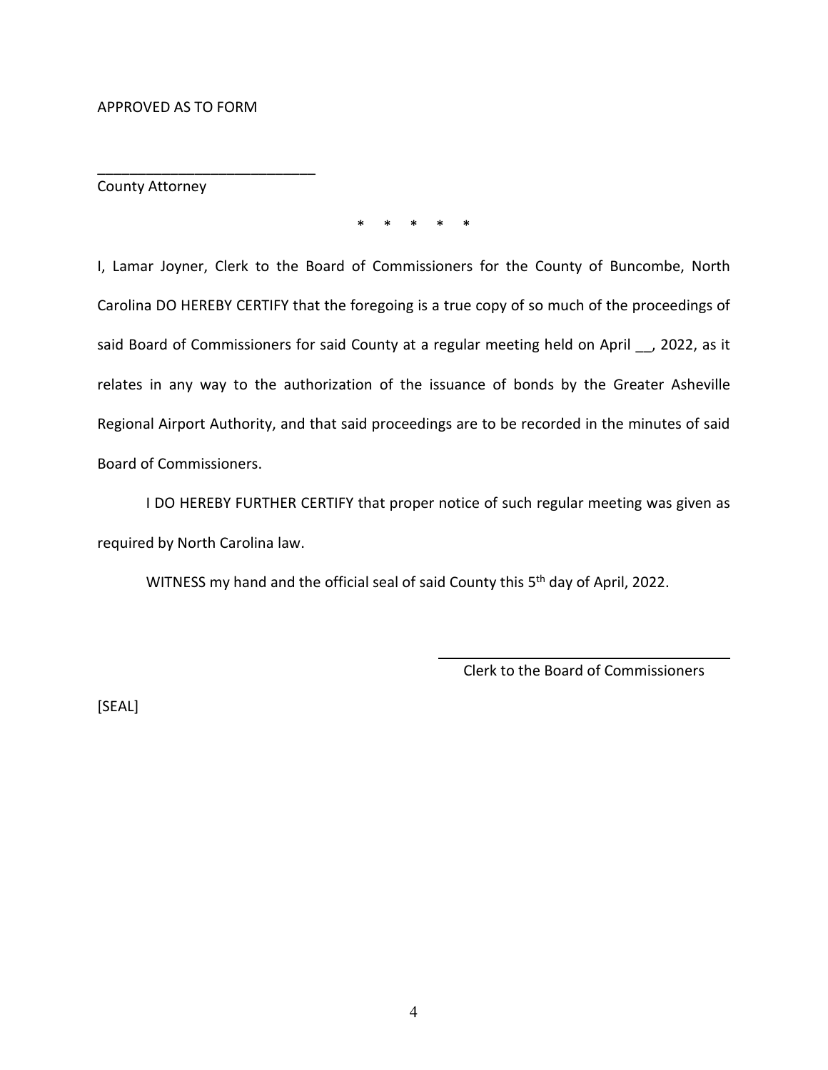APPROVED AS TO FORM

___________________________

County Attorney

\*   \*   \*   \*   \*

I, Lamar Joyner, Clerk to the Board of Commissioners for the County of Buncombe, North Carolina DO HEREBY CERTIFY that the foregoing is a true copy of so much of the proceedings of said Board of Commissioners for said County at a regular meeting held on April __, 2022, as it relates in any way to the authorization of the issuance of bonds by the Greater Asheville Regional Airport Authority, and that said proceedings are to be recorded in the minutes of said Board of Commissioners.

I DO HEREBY FURTHER CERTIFY that proper notice of such regular meeting was given as required by North Carolina law.

WITNESS my hand and the official seal of said County this 5th day of April, 2022.

___________________________

Clerk to the Board of Commissioners

[SEAL]